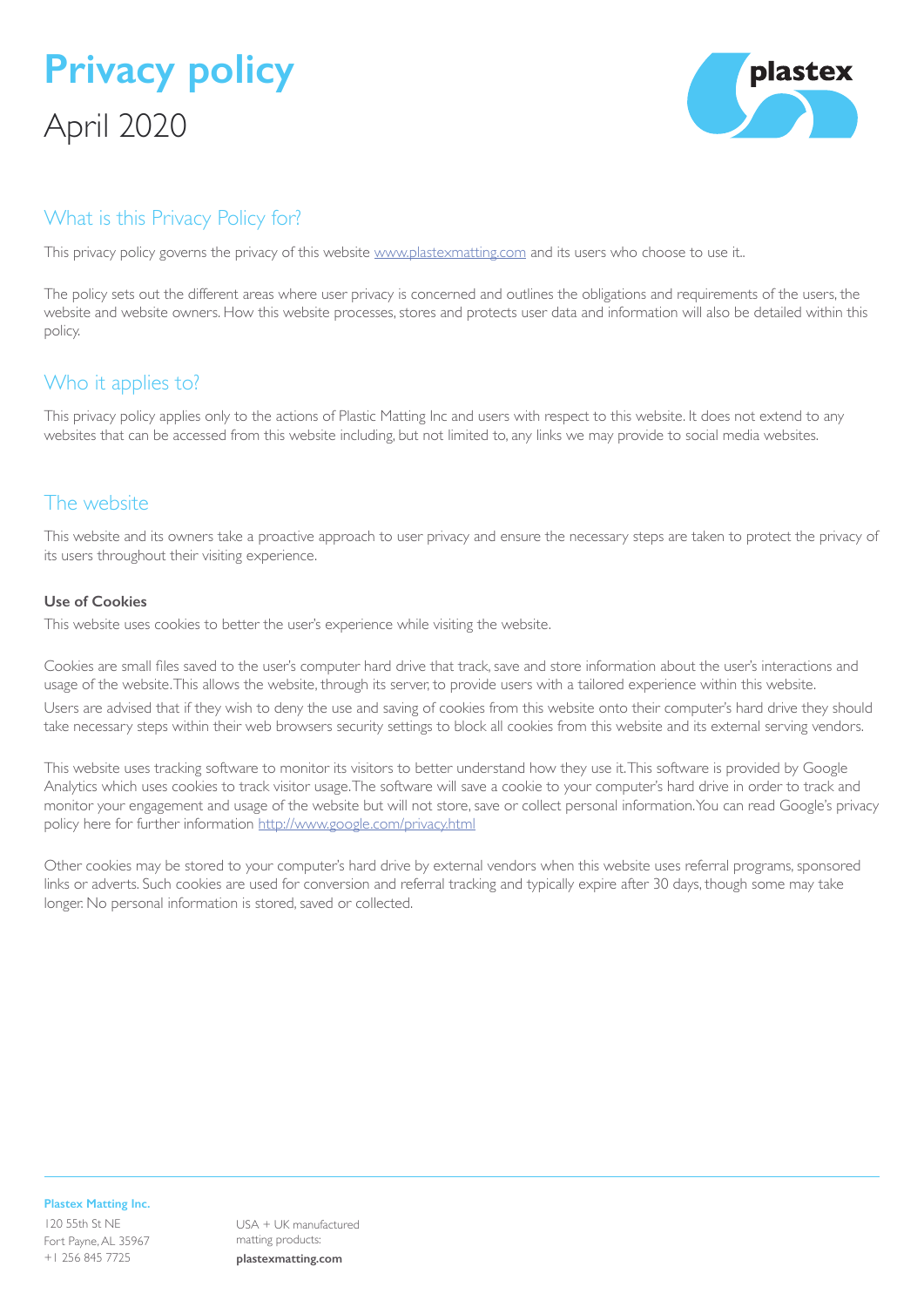# Privacy policy

April 2020

## What is this Privacy Policy for?

This privacy policy governs the privacy of this website www.plastexmatting.com and its users who choose to use it..

The policy sets out the different areas where user privacy is concerned and outlines the obligations and requirements of the users, the website and website owners. How this website processes, stores and protects user data and information will also be detailed within this policy.

## Who it applies to?

This privacy policy applies only to the actions of Plastic Matting Inc and users with respect to this website. It does not extend to any websites that can be accessed from this website including, but not limited to, any links we may provide to social media websites.

## The website

This website and its owners take a proactive approach to user privacy and ensure the necessary steps are taken to protect the privacy of its users throughout their visiting experience.

### Use of Cookies

This website uses cookies to better the user's experience while visiting the website.

Cookies are small files saved to the user's computer hard drive that track, save and store information about the user's interactions and usage of the website. This allows the website, through its server, to provide users with a tailored experience within this website.

Users are advised that if they wish to deny the use and saving of cookies from this website onto their computer's hard drive they should take necessary steps within their web browsers security settings to block all cookies from this website and its external serving vendors.

This website uses tracking software to monitor its visitors to better understand how they use it. This software is provided by Google Analytics which uses cookies to track visitor usage. The software will save a cookie to your computer's hard drive in order to track and monitor your engagement and usage of the website but will not store, save or collect personal information. You can read Google's privacy policy here for further information http://www.google.com/privacy.html

Other cookies may be stored to your computer's hard drive by external vendors when this website uses referral programs, sponsored links or adverts. Such cookies are used for conversion and referral tracking and typically expire after 30 days, though some may take longer. No personal information is stored, saved or collected.

**Plastex Matting Inc.**
120 55th St NE
Fort Payne, AL 35967
+1 256 845 7725

USA + UK manufactured matting products:
**plastexmatting.com**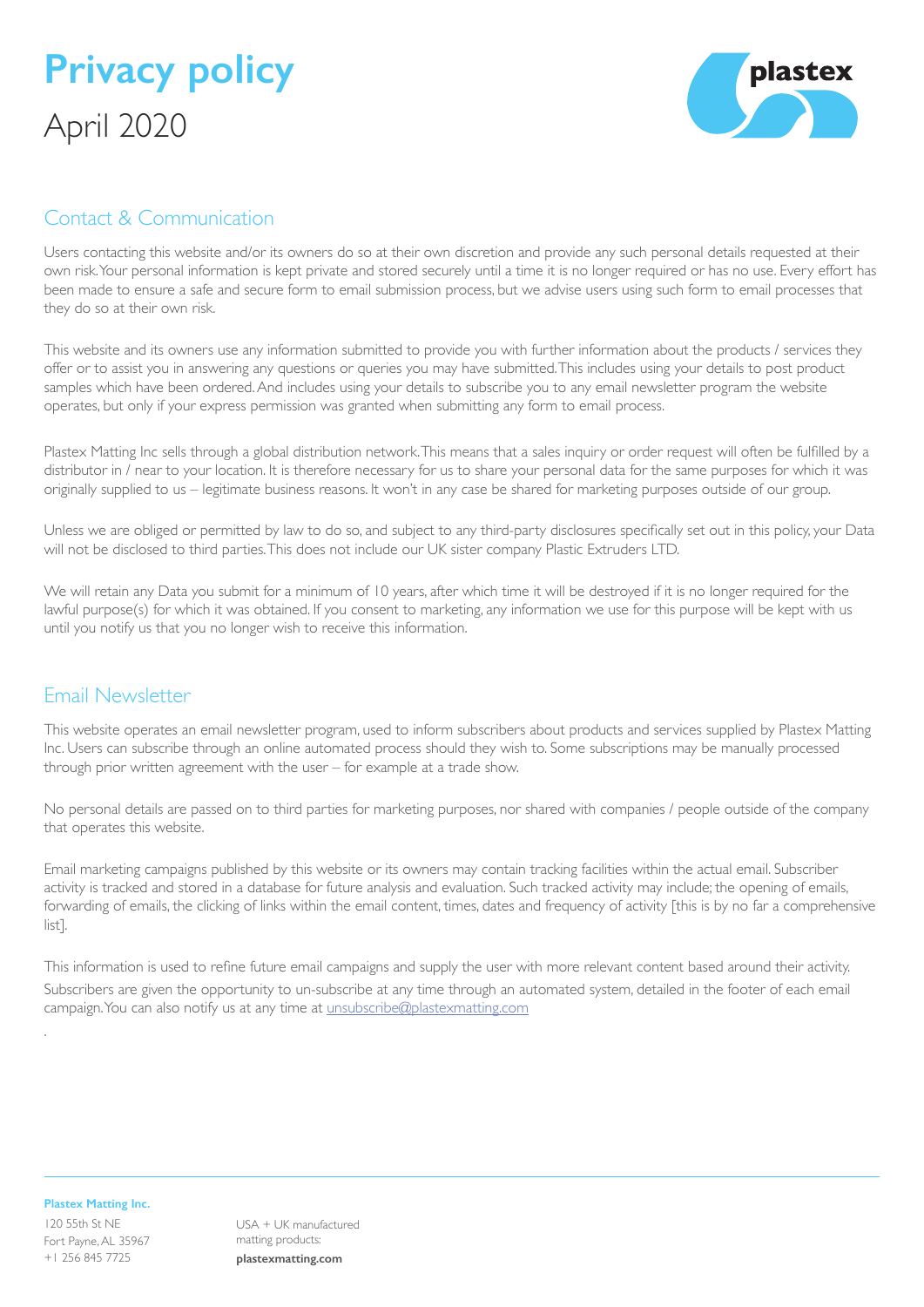# Privacy policy

April 2020

## Contact & Communication

Users contacting this website and/or its owners do so at their own discretion and provide any such personal details requested at their own risk. Your personal information is kept private and stored securely until a time it is no longer required or has no use. Every effort has been made to ensure a safe and secure form to email submission process, but we advise users using such form to email processes that they do so at their own risk.

This website and its owners use any information submitted to provide you with further information about the products / services they offer or to assist you in answering any questions or queries you may have submitted. This includes using your details to post product samples which have been ordered. And includes using your details to subscribe you to any email newsletter program the website operates, but only if your express permission was granted when submitting any form to email process.

Plastex Matting Inc sells through a global distribution network. This means that a sales inquiry or order request will often be fulfilled by a distributor in / near to your location. It is therefore necessary for us to share your personal data for the same purposes for which it was originally supplied to us – legitimate business reasons. It won't in any case be shared for marketing purposes outside of our group.

Unless we are obliged or permitted by law to do so, and subject to any third-party disclosures specifically set out in this policy, your Data will not be disclosed to third parties. This does not include our UK sister company Plastic Extruders LTD.

We will retain any Data you submit for a minimum of 10 years, after which time it will be destroyed if it is no longer required for the lawful purpose(s) for which it was obtained. If you consent to marketing, any information we use for this purpose will be kept with us until you notify us that you no longer wish to receive this information.

## Email Newsletter

This website operates an email newsletter program, used to inform subscribers about products and services supplied by Plastex Matting Inc. Users can subscribe through an online automated process should they wish to. Some subscriptions may be manually processed through prior written agreement with the user – for example at a trade show.

No personal details are passed on to third parties for marketing purposes, nor shared with companies / people outside of the company that operates this website.

Email marketing campaigns published by this website or its owners may contain tracking facilities within the actual email. Subscriber activity is tracked and stored in a database for future analysis and evaluation. Such tracked activity may include; the opening of emails, forwarding of emails, the clicking of links within the email content, times, dates and frequency of activity [this is by no far a comprehensive list].

This information is used to refine future email campaigns and supply the user with more relevant content based around their activity. Subscribers are given the opportunity to un-subscribe at any time through an automated system, detailed in the footer of each email campaign. You can also notify us at any time at unsubscribe@plastexmatting.com

.

**Plastex Matting Inc.**
120 55th St NE
Fort Payne, AL 35967
+1 256 845 7725

USA + UK manufactured matting products:
**plastexmatting.com**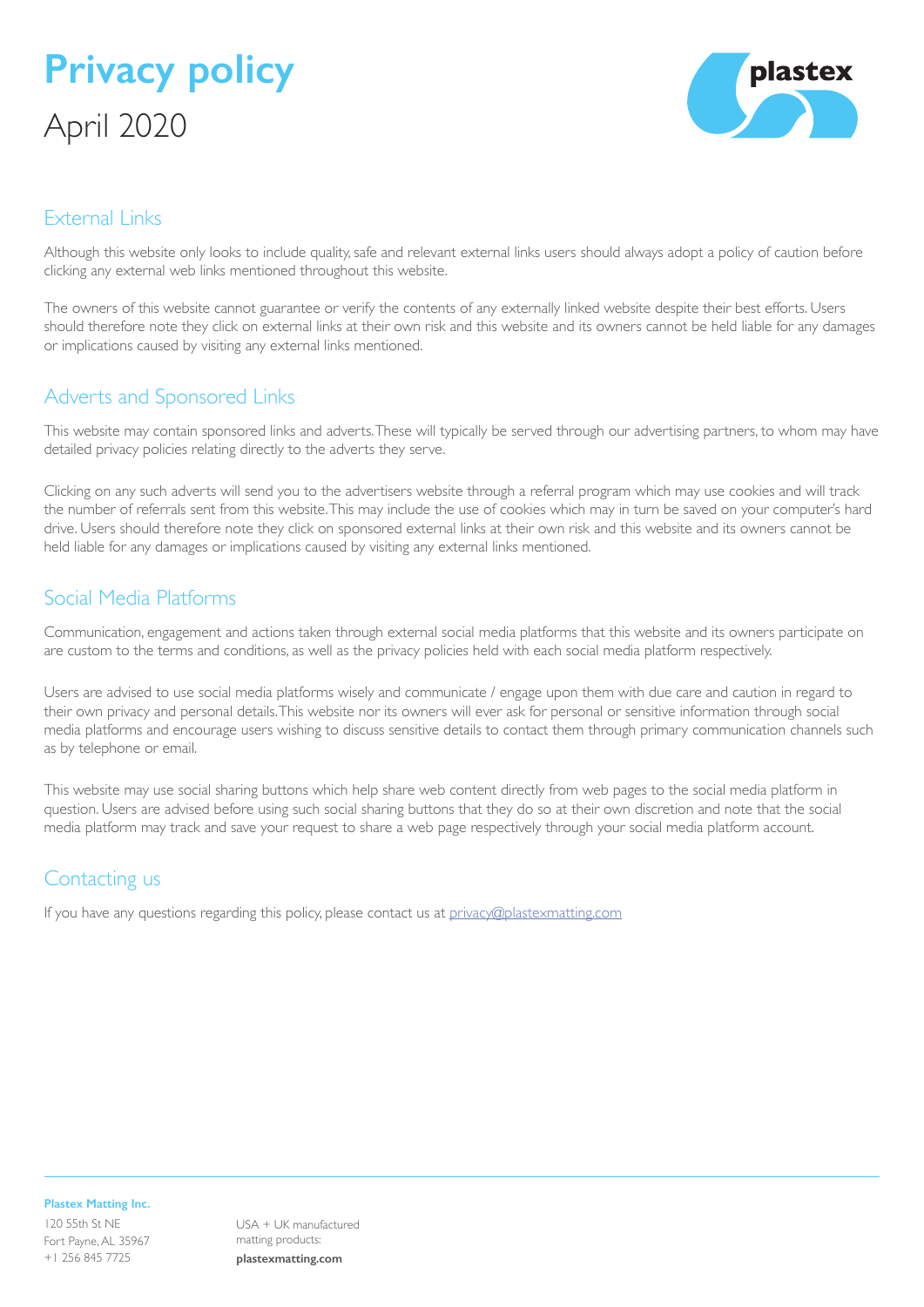# Privacy policy

April 2020

## External Links

Although this website only looks to include quality, safe and relevant external links users should always adopt a policy of caution before clicking any external web links mentioned throughout this website.

The owners of this website cannot guarantee or verify the contents of any externally linked website despite their best efforts. Users should therefore note they click on external links at their own risk and this website and its owners cannot be held liable for any damages or implications caused by visiting any external links mentioned.

## Adverts and Sponsored Links

This website may contain sponsored links and adverts. These will typically be served through our advertising partners, to whom may have detailed privacy policies relating directly to the adverts they serve.

Clicking on any such adverts will send you to the advertisers website through a referral program which may use cookies and will track the number of referrals sent from this website. This may include the use of cookies which may in turn be saved on your computer's hard drive. Users should therefore note they click on sponsored external links at their own risk and this website and its owners cannot be held liable for any damages or implications caused by visiting any external links mentioned.

## Social Media Platforms

Communication, engagement and actions taken through external social media platforms that this website and its owners participate on are custom to the terms and conditions, as well as the privacy policies held with each social media platform respectively.

Users are advised to use social media platforms wisely and communicate / engage upon them with due care and caution in regard to their own privacy and personal details. This website nor its owners will ever ask for personal or sensitive information through social media platforms and encourage users wishing to discuss sensitive details to contact them through primary communication channels such as by telephone or email.

This website may use social sharing buttons which help share web content directly from web pages to the social media platform in question. Users are advised before using such social sharing buttons that they do so at their own discretion and note that the social media platform may track and save your request to share a web page respectively through your social media platform account.

## Contacting us

If you have any questions regarding this policy, please contact us at privacy@plastexmatting.com

**Plastex Matting Inc.**
120 55th St NE
Fort Payne, AL 35967
+1 256 845 7725

USA + UK manufactured matting products:
**plastexmatting.com**